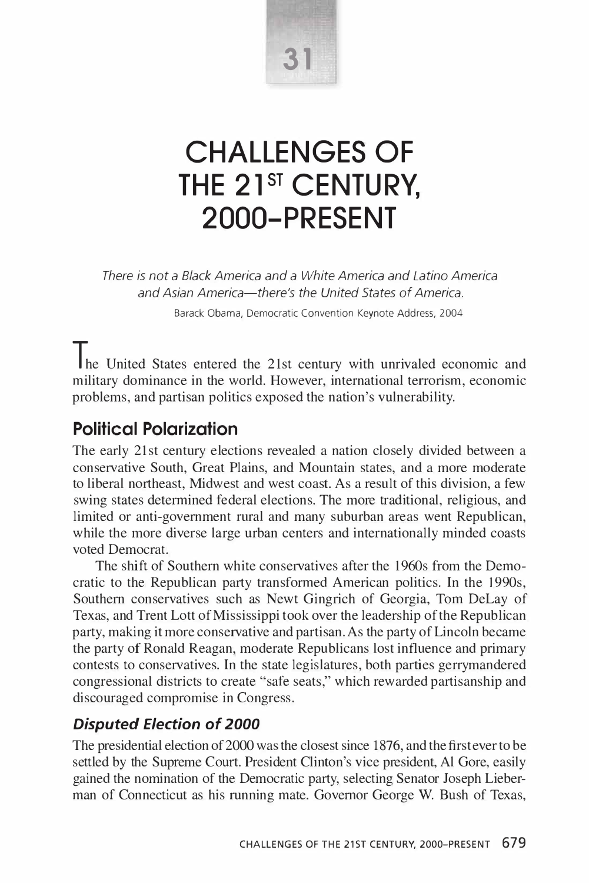31

# CHALLENGES OF THE 21ST CENTURY, 2000–PRESENT

*There is not a Black America and a White America and Latino America and Asian America—there's the United States of America.*

Barack Obama, Democratic Convention Keynote Address, 2004

The United States entered the 21st century with unrivaled economic and military dominance in the world. However, international terrorism, economic problems, and partisan politics exposed the nation's vulnerability.

## Political Polarization

The early 21st century elections revealed a nation closely divided between a conservative South, Great Plains, and Mountain states, and a more moderate to liberal northeast, Midwest and west coast. As a result of this division, a few swing states determined federal elections. The more traditional, religious, and limited or anti-government rural and many suburban areas went Republican, while the more diverse large urban centers and internationally minded coasts voted Democrat.

The shift of Southern white conservatives after the 1960s from the Democratic to the Republican party transformed American politics. In the 1990s, Southern conservatives such as Newt Gingrich of Georgia, Tom DeLay of Texas, and Trent Lott of Mississippi took over the leadership of the Republican party, making it more conservative and partisan. As the party of Lincoln became the party of Ronald Reagan, moderate Republicans lost influence and primary contests to conservatives. In the state legislatures, both parties gerrymandered congressional districts to create "safe seats," which rewarded partisanship and discouraged compromise in Congress.

### *Disputed Election of 2000*

The presidential election of 2000 was the closest since 1876, and the first ever to be settled by the Supreme Court. President Clinton's vice president, Al Gore, easily gained the nomination of the Democratic party, selecting Senator Joseph Lieberman of Connecticut as his running mate. Governor George W. Bush of Texas,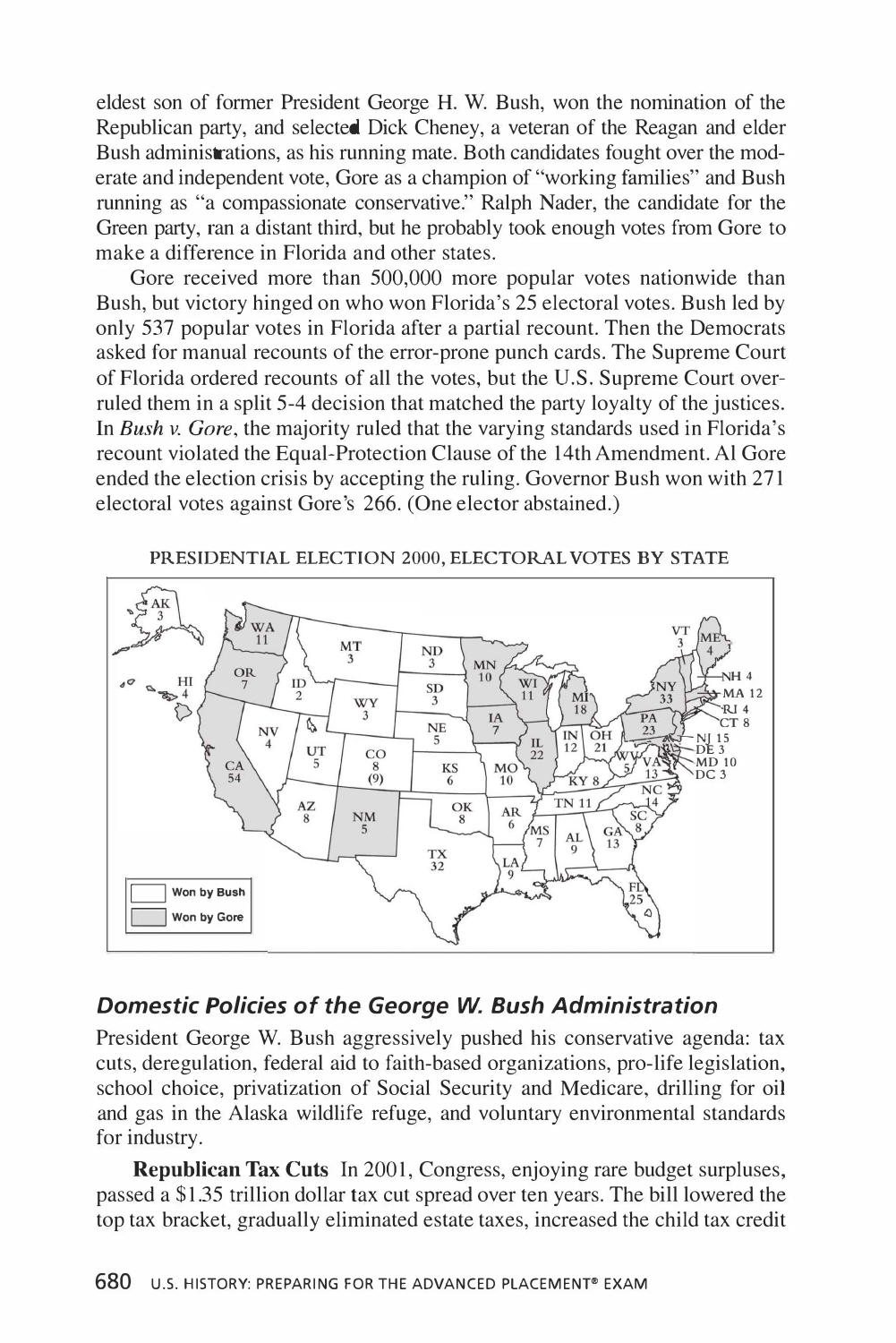eldest son of former President George H. W. Bush, won the nomination of the Republican party, and selected Dick Cheney, a veteran of the Reagan and elder Bush administrations, as his running mate. Both candidates fought over the moderate and independent vote, Gore as a champion of "working families" and Bush running as "a compassionate conservative." Ralph Nader, the candidate for the Green party, ran a distant third, but he probably took enough votes from Gore to make a difference in Florida and other states.

Gore received more than 500,000 more popular votes nationwide than Bush, but victory hinged on who won Florida's 25 electoral votes. Bush led by only 537 popular votes in Florida after a partial recount. Then the Democrats asked for manual recounts of the error-prone punch cards. The Supreme Court of Florida ordered recounts of all the votes, but the U.S. Supreme Court overruled them in a split 5-4 decision that matched the party loyalty of the justices. In *Bush v. Gore*, the majority ruled that the varying standards used in Florida's recount violated the Equal-Protection Clause of the 14th Amendment. Al Gore ended the election crisis by accepting the ruling. Governor Bush won with 271 electoral votes against Gore's 266. (One elector abstained.)

PRESIDENTIAL ELECTION 2000, ELECTORAL VOTES BY STATE

## Domestic Policies of the George W. Bush Administration

President George W. Bush aggressively pushed his conservative agenda: tax cuts, deregulation, federal aid to faith-based organizations, pro-life legislation, school choice, privatization of Social Security and Medicare, drilling for oil and gas in the Alaska wildlife refuge, and voluntary environmental standards for industry.

**Republican Tax Cuts** In 2001, Congress, enjoying rare budget surpluses, passed a $1.35 trillion dollar tax cut spread over ten years. The bill lowered the top tax bracket, gradually eliminated estate taxes, increased the child tax credit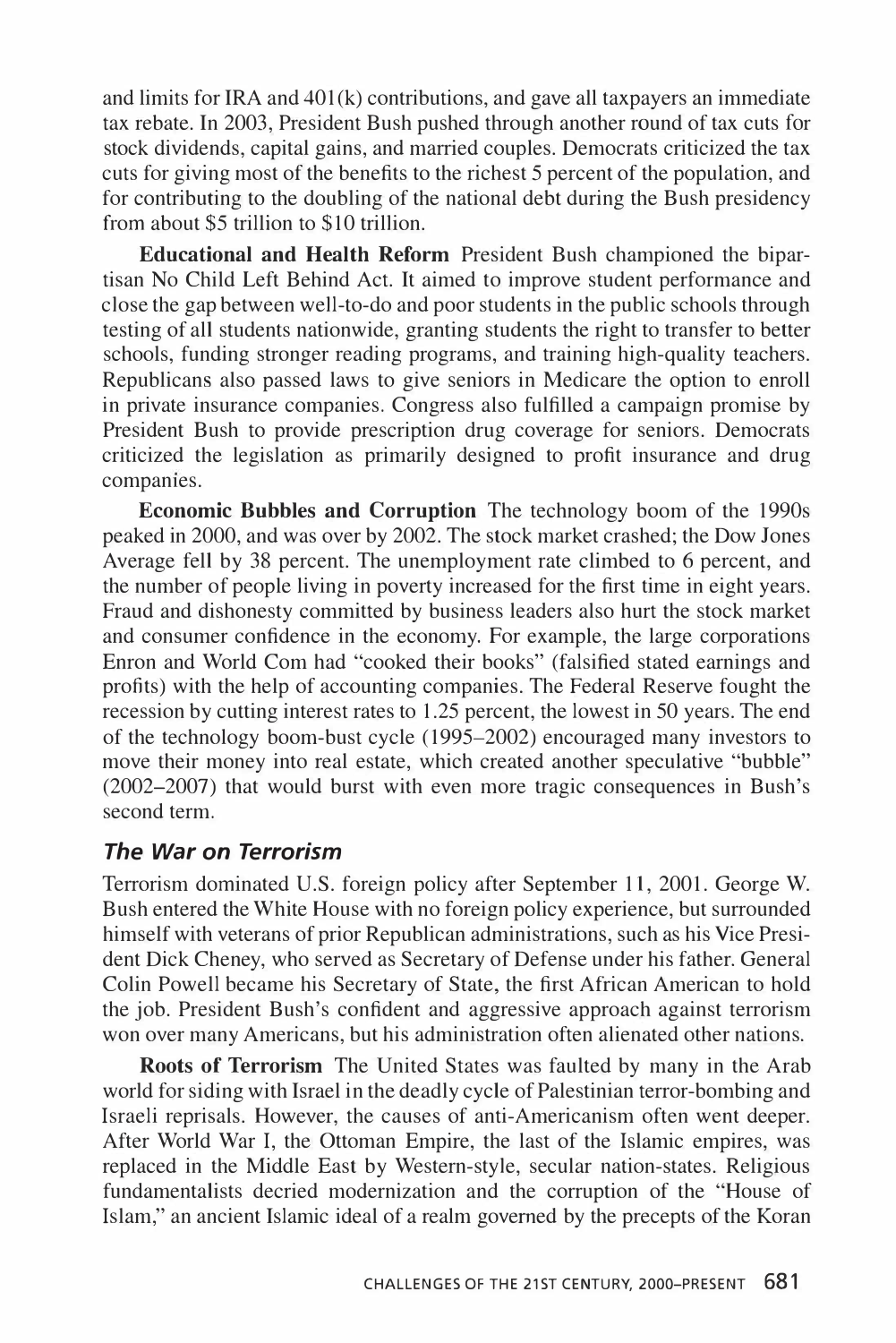and limits for IRA and 401(k) contributions, and gave all taxpayers an immediate tax rebate. In 2003, President Bush pushed through another round of tax cuts for stock dividends, capital gains, and married couples. Democrats criticized the tax cuts for giving most of the benefits to the richest 5 percent of the population, and for contributing to the doubling of the national debt during the Bush presidency from about $5 trillion to $10 trillion.

**Educational and Health Reform** President Bush championed the bipartisan No Child Left Behind Act. It aimed to improve student performance and close the gap between well-to-do and poor students in the public schools through testing of all students nationwide, granting students the right to transfer to better schools, funding stronger reading programs, and training high-quality teachers. Republicans also passed laws to give seniors in Medicare the option to enroll in private insurance companies. Congress also fulfilled a campaign promise by President Bush to provide prescription drug coverage for seniors. Democrats criticized the legislation as primarily designed to profit insurance and drug companies.

**Economic Bubbles and Corruption** The technology boom of the 1990s peaked in 2000, and was over by 2002. The stock market crashed; the Dow Jones Average fell by 38 percent. The unemployment rate climbed to 6 percent, and the number of people living in poverty increased for the first time in eight years. Fraud and dishonesty committed by business leaders also hurt the stock market and consumer confidence in the economy. For example, the large corporations Enron and World Com had "cooked their books" (falsified stated earnings and profits) with the help of accounting companies. The Federal Reserve fought the recession by cutting interest rates to 1.25 percent, the lowest in 50 years. The end of the technology boom-bust cycle (1995–2002) encouraged many investors to move their money into real estate, which created another speculative "bubble" (2002–2007) that would burst with even more tragic consequences in Bush's second term.

### *The War on Terrorism*

Terrorism dominated U.S. foreign policy after September 11, 2001. George W. Bush entered the White House with no foreign policy experience, but surrounded himself with veterans of prior Republican administrations, such as his Vice President Dick Cheney, who served as Secretary of Defense under his father. General Colin Powell became his Secretary of State, the first African American to hold the job. President Bush's confident and aggressive approach against terrorism won over many Americans, but his administration often alienated other nations.

**Roots of Terrorism** The United States was faulted by many in the Arab world for siding with Israel in the deadly cycle of Palestinian terror-bombing and Israeli reprisals. However, the causes of anti-Americanism often went deeper. After World War I, the Ottoman Empire, the last of the Islamic empires, was replaced in the Middle East by Western-style, secular nation-states. Religious fundamentalists decried modernization and the corruption of the "House of Islam," an ancient Islamic ideal of a realm governed by the precepts of the Koran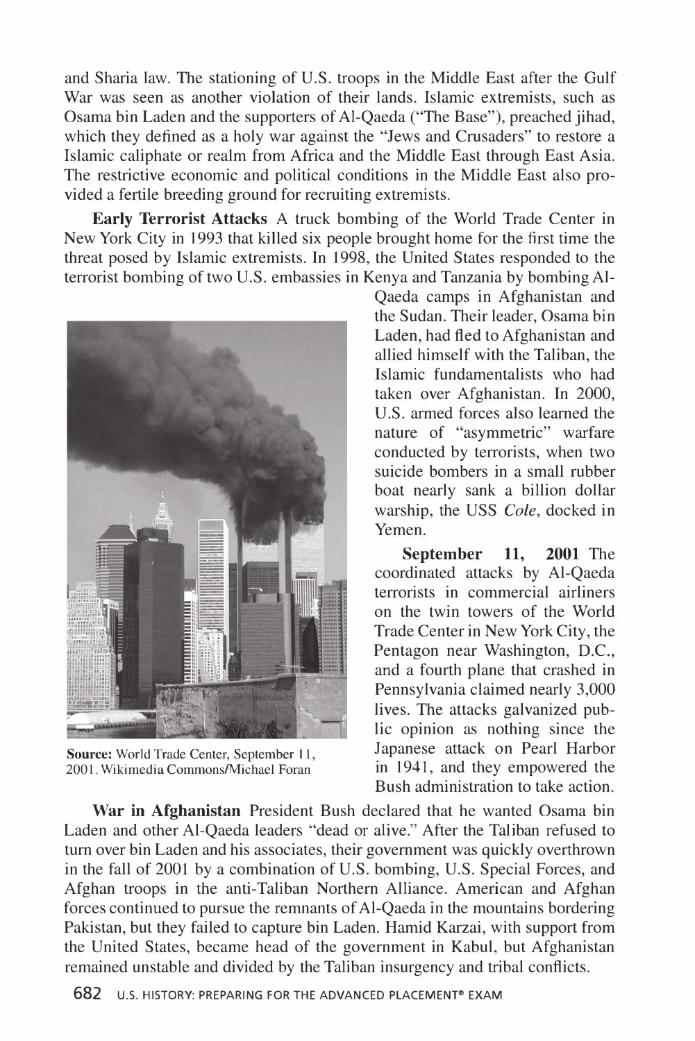and Sharia law. The stationing of U.S. troops in the Middle East after the Gulf War was seen as another violation of their lands. Islamic extremists, such as Osama bin Laden and the supporters of Al-Qaeda ("The Base"), preached jihad, which they defined as a holy war against the "Jews and Crusaders" to restore a Islamic caliphate or realm from Africa and the Middle East through East Asia. The restrictive economic and political conditions in the Middle East also provided a fertile breeding ground for recruiting extremists.

**Early Terrorist Attacks** A truck bombing of the World Trade Center in New York City in 1993 that killed six people brought home for the first time the threat posed by Islamic extremists. In 1998, the United States responded to the terrorist bombing of two U.S. embassies in Kenya and Tanzania by bombing Al-Qaeda camps in Afghanistan and the Sudan. Their leader, Osama bin Laden, had fled to Afghanistan and allied himself with the Taliban, the Islamic fundamentalists who had taken over Afghanistan. In 2000, U.S. armed forces also learned the nature of "asymmetric" warfare conducted by terrorists, when two suicide bombers in a small rubber boat nearly sank a billion dollar warship, the USS *Cole*, docked in Yemen.

**Source:** World Trade Center, September 11, 2001. Wikimedia Commons/Michael Foran

**September 11, 2001** The coordinated attacks by Al-Qaeda terrorists in commercial airliners on the twin towers of the World Trade Center in New York City, the Pentagon near Washington, D.C., and a fourth plane that crashed in Pennsylvania claimed nearly 3,000 lives. The attacks galvanized public opinion as nothing since the Japanese attack on Pearl Harbor in 1941, and they empowered the Bush administration to take action.

**War in Afghanistan** President Bush declared that he wanted Osama bin Laden and other Al-Qaeda leaders "dead or alive." After the Taliban refused to turn over bin Laden and his associates, their government was quickly overthrown in the fall of 2001 by a combination of U.S. bombing, U.S. Special Forces, and Afghan troops in the anti-Taliban Northern Alliance. American and Afghan forces continued to pursue the remnants of Al-Qaeda in the mountains bordering Pakistan, but they failed to capture bin Laden. Hamid Karzai, with support from the United States, became head of the government in Kabul, but Afghanistan remained unstable and divided by the Taliban insurgency and tribal conflicts.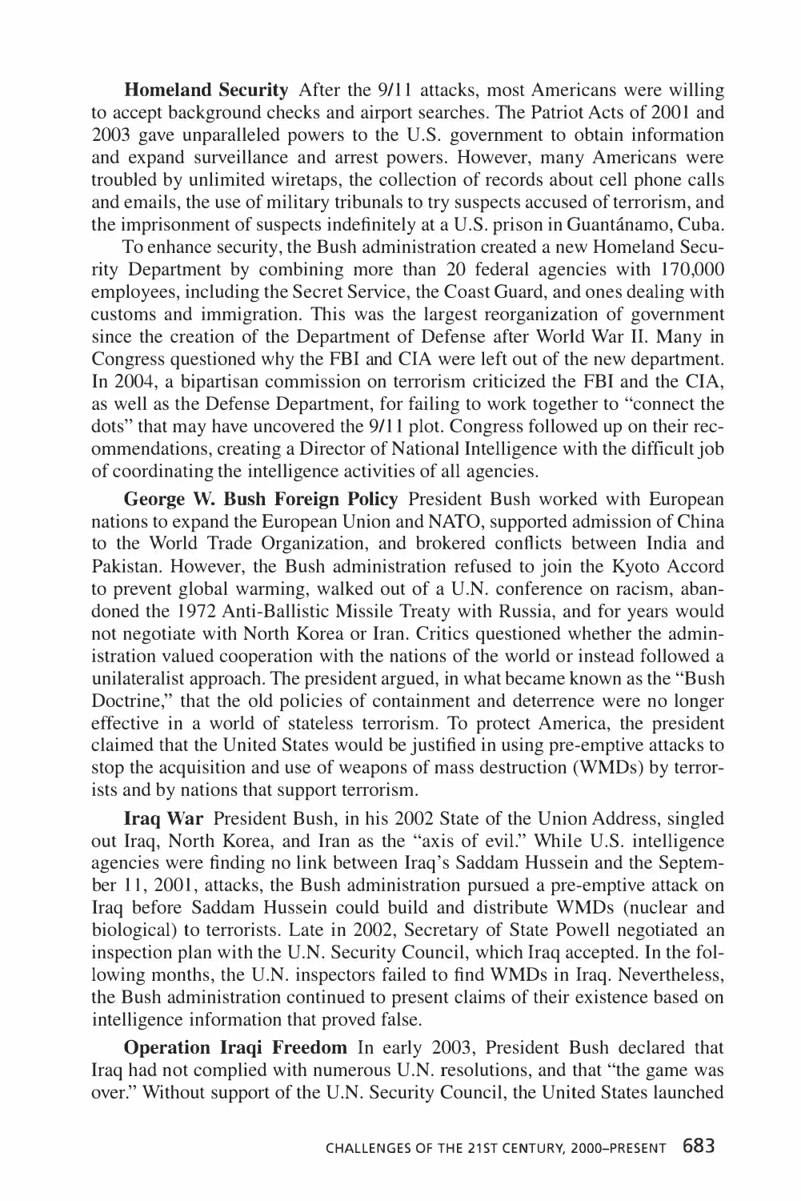**Homeland Security** After the 9/11 attacks, most Americans were willing to accept background checks and airport searches. The Patriot Acts of 2001 and 2003 gave unparalleled powers to the U.S. government to obtain information and expand surveillance and arrest powers. However, many Americans were troubled by unlimited wiretaps, the collection of records about cell phone calls and emails, the use of military tribunals to try suspects accused of terrorism, and the imprisonment of suspects indefinitely at a U.S. prison in Guantánamo, Cuba.

To enhance security, the Bush administration created a new Homeland Security Department by combining more than 20 federal agencies with 170,000 employees, including the Secret Service, the Coast Guard, and ones dealing with customs and immigration. This was the largest reorganization of government since the creation of the Department of Defense after World War II. Many in Congress questioned why the FBI and CIA were left out of the new department. In 2004, a bipartisan commission on terrorism criticized the FBI and the CIA, as well as the Defense Department, for failing to work together to "connect the dots" that may have uncovered the 9/11 plot. Congress followed up on their recommendations, creating a Director of National Intelligence with the difficult job of coordinating the intelligence activities of all agencies.

**George W. Bush Foreign Policy** President Bush worked with European nations to expand the European Union and NATO, supported admission of China to the World Trade Organization, and brokered conflicts between India and Pakistan. However, the Bush administration refused to join the Kyoto Accord to prevent global warming, walked out of a U.N. conference on racism, abandoned the 1972 Anti-Ballistic Missile Treaty with Russia, and for years would not negotiate with North Korea or Iran. Critics questioned whether the administration valued cooperation with the nations of the world or instead followed a unilateralist approach. The president argued, in what became known as the "Bush Doctrine," that the old policies of containment and deterrence were no longer effective in a world of stateless terrorism. To protect America, the president claimed that the United States would be justified in using pre-emptive attacks to stop the acquisition and use of weapons of mass destruction (WMDs) by terrorists and by nations that support terrorism.

**Iraq War** President Bush, in his 2002 State of the Union Address, singled out Iraq, North Korea, and Iran as the "axis of evil." While U.S. intelligence agencies were finding no link between Iraq's Saddam Hussein and the September 11, 2001, attacks, the Bush administration pursued a pre-emptive attack on Iraq before Saddam Hussein could build and distribute WMDs (nuclear and biological) to terrorists. Late in 2002, Secretary of State Powell negotiated an inspection plan with the U.N. Security Council, which Iraq accepted. In the following months, the U.N. inspectors failed to find WMDs in Iraq. Nevertheless, the Bush administration continued to present claims of their existence based on intelligence information that proved false.

**Operation Iraqi Freedom** In early 2003, President Bush declared that Iraq had not complied with numerous U.N. resolutions, and that "the game was over." Without support of the U.N. Security Council, the United States launched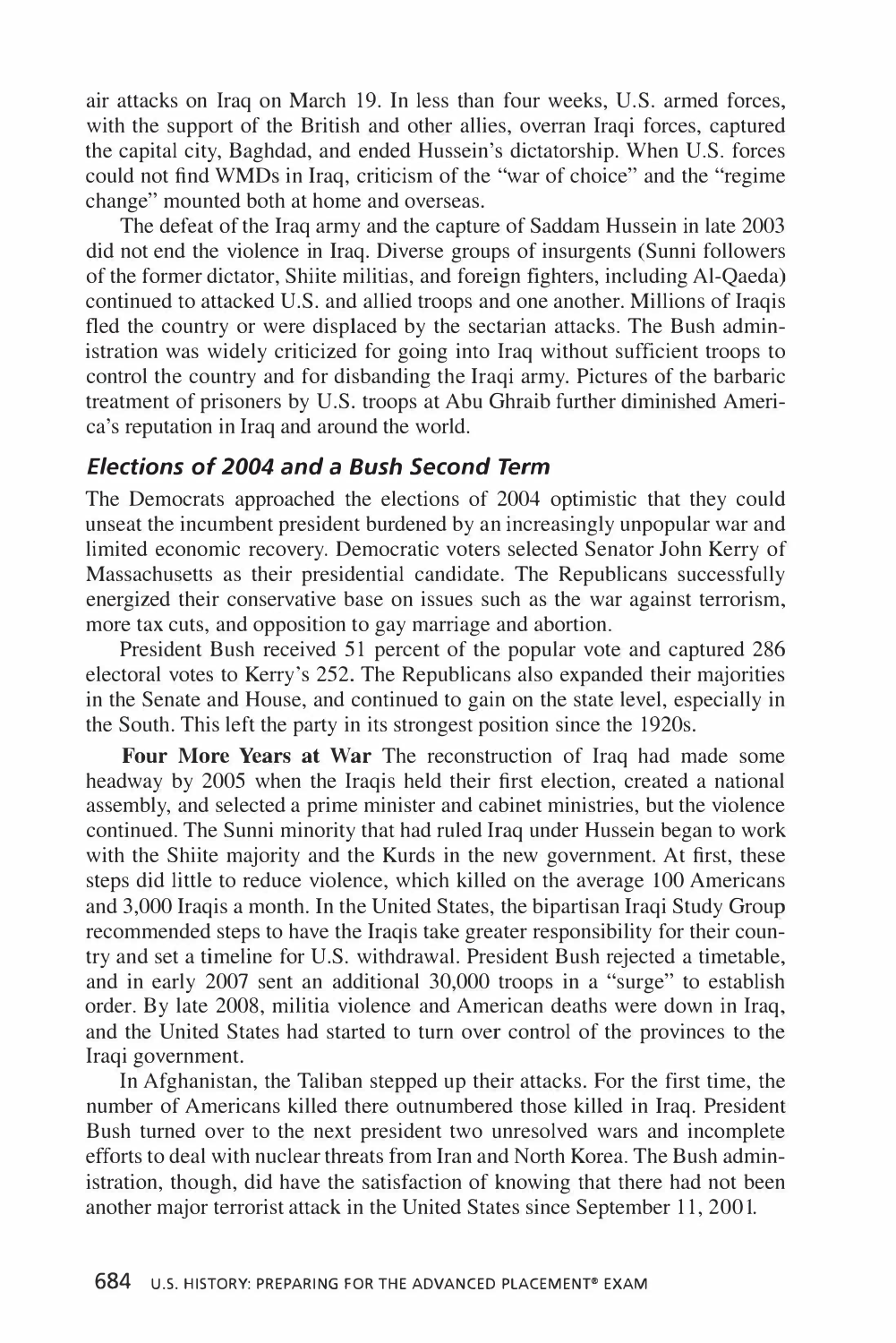air attacks on Iraq on March 19. In less than four weeks, U.S. armed forces, with the support of the British and other allies, overran Iraqi forces, captured the capital city, Baghdad, and ended Hussein's dictatorship. When U.S. forces could not find WMDs in Iraq, criticism of the "war of choice" and the "regime change" mounted both at home and overseas.

The defeat of the Iraq army and the capture of Saddam Hussein in late 2003 did not end the violence in Iraq. Diverse groups of insurgents (Sunni followers of the former dictator, Shiite militias, and foreign fighters, including Al-Qaeda) continued to attacked U.S. and allied troops and one another. Millions of Iraqis fled the country or were displaced by the sectarian attacks. The Bush administration was widely criticized for going into Iraq without sufficient troops to control the country and for disbanding the Iraqi army. Pictures of the barbaric treatment of prisoners by U.S. troops at Abu Ghraib further diminished America's reputation in Iraq and around the world.

### *Elections of 2004 and a Bush Second Term*

The Democrats approached the elections of 2004 optimistic that they could unseat the incumbent president burdened by an increasingly unpopular war and limited economic recovery. Democratic voters selected Senator John Kerry of Massachusetts as their presidential candidate. The Republicans successfully energized their conservative base on issues such as the war against terrorism, more tax cuts, and opposition to gay marriage and abortion.

President Bush received 51 percent of the popular vote and captured 286 electoral votes to Kerry's 252. The Republicans also expanded their majorities in the Senate and House, and continued to gain on the state level, especially in the South. This left the party in its strongest position since the 1920s.

**Four More Years at War** The reconstruction of Iraq had made some headway by 2005 when the Iraqis held their first election, created a national assembly, and selected a prime minister and cabinet ministries, but the violence continued. The Sunni minority that had ruled Iraq under Hussein began to work with the Shiite majority and the Kurds in the new government. At first, these steps did little to reduce violence, which killed on the average 100 Americans and 3,000 Iraqis a month. In the United States, the bipartisan Iraqi Study Group recommended steps to have the Iraqis take greater responsibility for their country and set a timeline for U.S. withdrawal. President Bush rejected a timetable, and in early 2007 sent an additional 30,000 troops in a "surge" to establish order. By late 2008, militia violence and American deaths were down in Iraq, and the United States had started to turn over control of the provinces to the Iraqi government.

In Afghanistan, the Taliban stepped up their attacks. For the first time, the number of Americans killed there outnumbered those killed in Iraq. President Bush turned over to the next president two unresolved wars and incomplete efforts to deal with nuclear threats from Iran and North Korea. The Bush administration, though, did have the satisfaction of knowing that there had not been another major terrorist attack in the United States since September 11, 2001.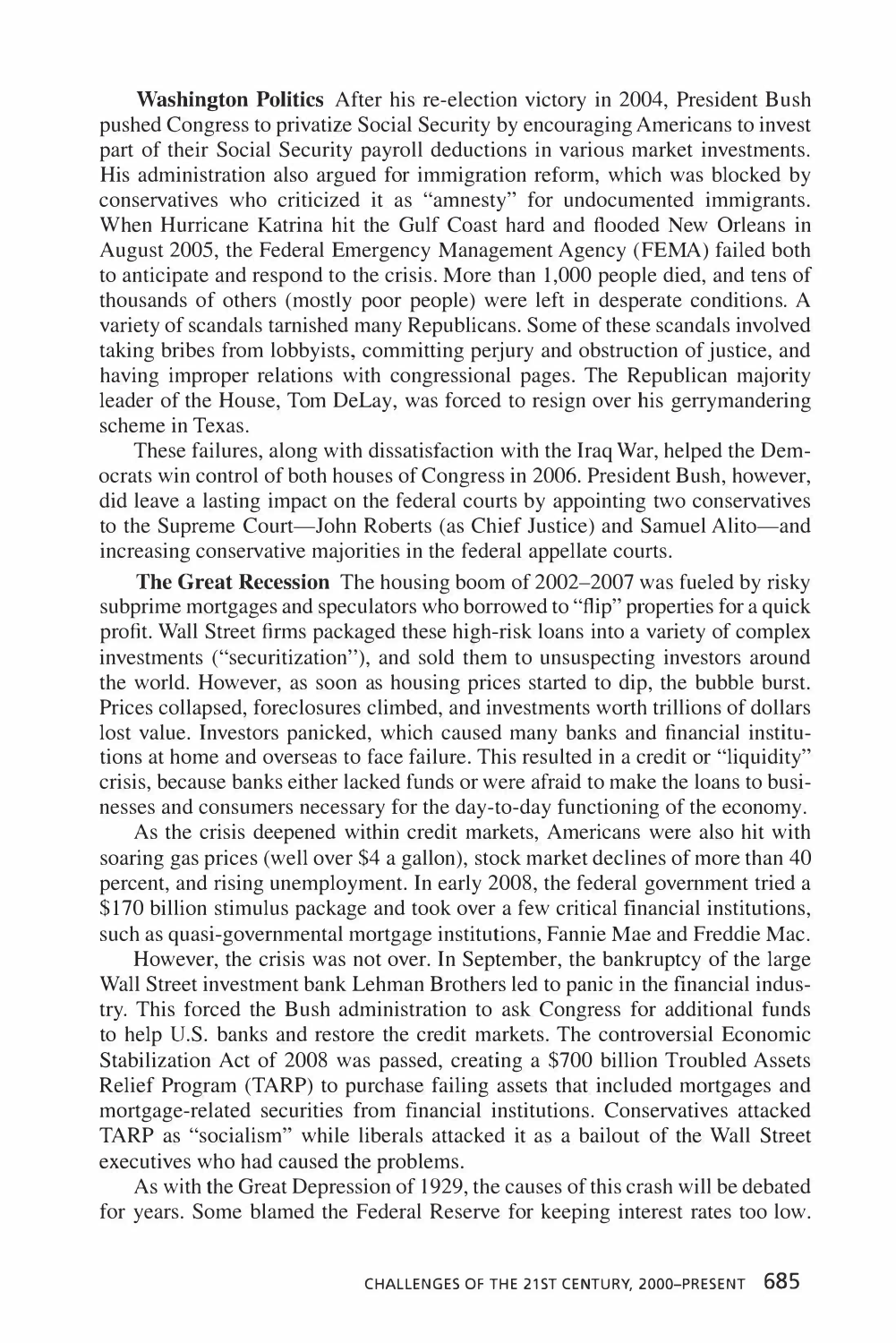**Washington Politics** After his re-election victory in 2004, President Bush pushed Congress to privatize Social Security by encouraging Americans to invest part of their Social Security payroll deductions in various market investments. His administration also argued for immigration reform, which was blocked by conservatives who criticized it as "amnesty" for undocumented immigrants. When Hurricane Katrina hit the Gulf Coast hard and flooded New Orleans in August 2005, the Federal Emergency Management Agency (FEMA) failed both to anticipate and respond to the crisis. More than 1,000 people died, and tens of thousands of others (mostly poor people) were left in desperate conditions. A variety of scandals tarnished many Republicans. Some of these scandals involved taking bribes from lobbyists, committing perjury and obstruction of justice, and having improper relations with congressional pages. The Republican majority leader of the House, Tom DeLay, was forced to resign over his gerrymandering scheme in Texas.

These failures, along with dissatisfaction with the Iraq War, helped the Democrats win control of both houses of Congress in 2006. President Bush, however, did leave a lasting impact on the federal courts by appointing two conservatives to the Supreme Court—John Roberts (as Chief Justice) and Samuel Alito—and increasing conservative majorities in the federal appellate courts.

**The Great Recession** The housing boom of 2002–2007 was fueled by risky subprime mortgages and speculators who borrowed to "flip" properties for a quick profit. Wall Street firms packaged these high-risk loans into a variety of complex investments ("securitization"), and sold them to unsuspecting investors around the world. However, as soon as housing prices started to dip, the bubble burst. Prices collapsed, foreclosures climbed, and investments worth trillions of dollars lost value. Investors panicked, which caused many banks and financial institutions at home and overseas to face failure. This resulted in a credit or "liquidity" crisis, because banks either lacked funds or were afraid to make the loans to businesses and consumers necessary for the day-to-day functioning of the economy.

As the crisis deepened within credit markets, Americans were also hit with soaring gas prices (well over $4 a gallon), stock market declines of more than 40 percent, and rising unemployment. In early 2008, the federal government tried a $170 billion stimulus package and took over a few critical financial institutions, such as quasi-governmental mortgage institutions, Fannie Mae and Freddie Mac.

However, the crisis was not over. In September, the bankruptcy of the large Wall Street investment bank Lehman Brothers led to panic in the financial industry. This forced the Bush administration to ask Congress for additional funds to help U.S. banks and restore the credit markets. The controversial Economic Stabilization Act of 2008 was passed, creating a $700 billion Troubled Assets Relief Program (TARP) to purchase failing assets that included mortgages and mortgage-related securities from financial institutions. Conservatives attacked TARP as "socialism" while liberals attacked it as a bailout of the Wall Street executives who had caused the problems.

As with the Great Depression of 1929, the causes of this crash will be debated for years. Some blamed the Federal Reserve for keeping interest rates too low.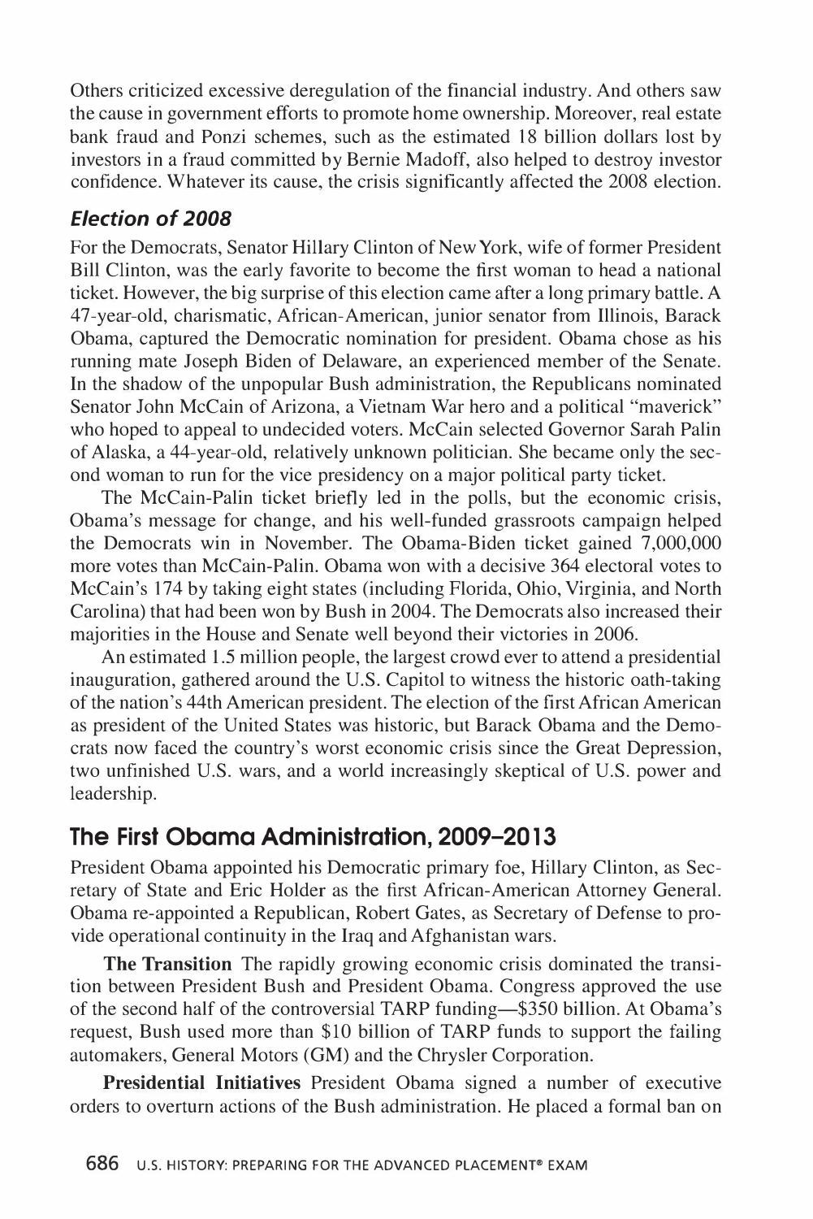Others criticized excessive deregulation of the financial industry. And others saw the cause in government efforts to promote home ownership. Moreover, real estate bank fraud and Ponzi schemes, such as the estimated 18 billion dollars lost by investors in a fraud committed by Bernie Madoff, also helped to destroy investor confidence. Whatever its cause, the crisis significantly affected the 2008 election.

### *Election of 2008*

For the Democrats, Senator Hillary Clinton of New York, wife of former President Bill Clinton, was the early favorite to become the first woman to head a national ticket. However, the big surprise of this election came after a long primary battle. A 47-year-old, charismatic, African-American, junior senator from Illinois, Barack Obama, captured the Democratic nomination for president. Obama chose as his running mate Joseph Biden of Delaware, an experienced member of the Senate. In the shadow of the unpopular Bush administration, the Republicans nominated Senator John McCain of Arizona, a Vietnam War hero and a political "maverick" who hoped to appeal to undecided voters. McCain selected Governor Sarah Palin of Alaska, a 44-year-old, relatively unknown politician. She became only the second woman to run for the vice presidency on a major political party ticket.

The McCain-Palin ticket briefly led in the polls, but the economic crisis, Obama's message for change, and his well-funded grassroots campaign helped the Democrats win in November. The Obama-Biden ticket gained 7,000,000 more votes than McCain-Palin. Obama won with a decisive 364 electoral votes to McCain's 174 by taking eight states (including Florida, Ohio, Virginia, and North Carolina) that had been won by Bush in 2004. The Democrats also increased their majorities in the House and Senate well beyond their victories in 2006.

An estimated 1.5 million people, the largest crowd ever to attend a presidential inauguration, gathered around the U.S. Capitol to witness the historic oath-taking of the nation's 44th American president. The election of the first African American as president of the United States was historic, but Barack Obama and the Democrats now faced the country's worst economic crisis since the Great Depression, two unfinished U.S. wars, and a world increasingly skeptical of U.S. power and leadership.

## The First Obama Administration, 2009–2013

President Obama appointed his Democratic primary foe, Hillary Clinton, as Secretary of State and Eric Holder as the first African-American Attorney General. Obama re-appointed a Republican, Robert Gates, as Secretary of Defense to provide operational continuity in the Iraq and Afghanistan wars.

**The Transition** The rapidly growing economic crisis dominated the transition between President Bush and President Obama. Congress approved the use of the second half of the controversial TARP funding—$350 billion. At Obama's request, Bush used more than $10 billion of TARP funds to support the failing automakers, General Motors (GM) and the Chrysler Corporation.

**Presidential Initiatives** President Obama signed a number of executive orders to overturn actions of the Bush administration. He placed a formal ban on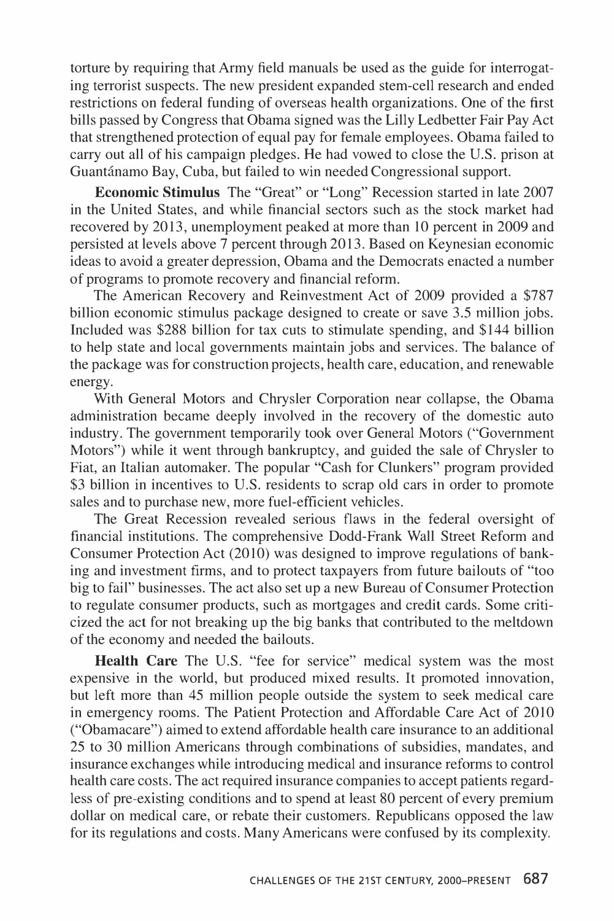torture by requiring that Army field manuals be used as the guide for interrogating terrorist suspects. The new president expanded stem-cell research and ended restrictions on federal funding of overseas health organizations. One of the first bills passed by Congress that Obama signed was the Lilly Ledbetter Fair Pay Act that strengthened protection of equal pay for female employees. Obama failed to carry out all of his campaign pledges. He had vowed to close the U.S. prison at Guantánamo Bay, Cuba, but failed to win needed Congressional support.

**Economic Stimulus** The "Great" or "Long" Recession started in late 2007 in the United States, and while financial sectors such as the stock market had recovered by 2013, unemployment peaked at more than 10 percent in 2009 and persisted at levels above 7 percent through 2013. Based on Keynesian economic ideas to avoid a greater depression, Obama and the Democrats enacted a number of programs to promote recovery and financial reform.

The American Recovery and Reinvestment Act of 2009 provided a $787 billion economic stimulus package designed to create or save 3.5 million jobs. Included was $288 billion for tax cuts to stimulate spending, and $144 billion to help state and local governments maintain jobs and services. The balance of the package was for construction projects, health care, education, and renewable energy.

With General Motors and Chrysler Corporation near collapse, the Obama administration became deeply involved in the recovery of the domestic auto industry. The government temporarily took over General Motors ("Government Motors") while it went through bankruptcy, and guided the sale of Chrysler to Fiat, an Italian automaker. The popular "Cash for Clunkers" program provided $3 billion in incentives to U.S. residents to scrap old cars in order to promote sales and to purchase new, more fuel-efficient vehicles.

The Great Recession revealed serious flaws in the federal oversight of financial institutions. The comprehensive Dodd-Frank Wall Street Reform and Consumer Protection Act (2010) was designed to improve regulations of banking and investment firms, and to protect taxpayers from future bailouts of "too big to fail" businesses. The act also set up a new Bureau of Consumer Protection to regulate consumer products, such as mortgages and credit cards. Some criticized the act for not breaking up the big banks that contributed to the meltdown of the economy and needed the bailouts.

**Health Care** The U.S. "fee for service" medical system was the most expensive in the world, but produced mixed results. It promoted innovation, but left more than 45 million people outside the system to seek medical care in emergency rooms. The Patient Protection and Affordable Care Act of 2010 ("Obamacare") aimed to extend affordable health care insurance to an additional 25 to 30 million Americans through combinations of subsidies, mandates, and insurance exchanges while introducing medical and insurance reforms to control health care costs. The act required insurance companies to accept patients regardless of pre-existing conditions and to spend at least 80 percent of every premium dollar on medical care, or rebate their customers. Republicans opposed the law for its regulations and costs. Many Americans were confused by its complexity.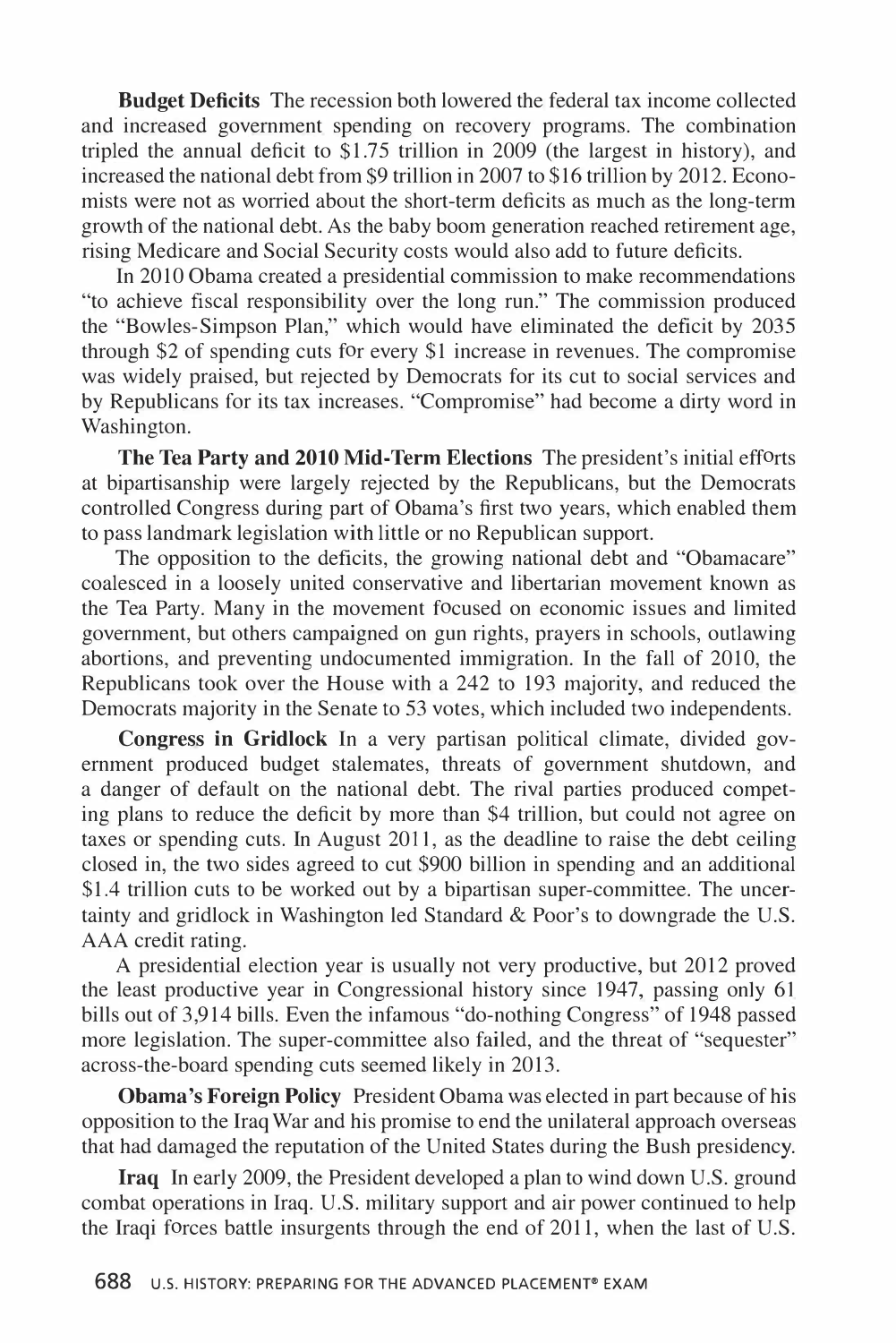**Budget Deficits** The recession both lowered the federal tax income collected and increased government spending on recovery programs. The combination tripled the annual deficit to $1.75 trillion in 2009 (the largest in history), and increased the national debt from $9 trillion in 2007 to $16 trillion by 2012. Economists were not as worried about the short-term deficits as much as the long-term growth of the national debt. As the baby boom generation reached retirement age, rising Medicare and Social Security costs would also add to future deficits.

In 2010 Obama created a presidential commission to make recommendations "to achieve fiscal responsibility over the long run." The commission produced the "Bowles-Simpson Plan," which would have eliminated the deficit by 2035 through $2 of spending cuts for every $1 increase in revenues. The compromise was widely praised, but rejected by Democrats for its cut to social services and by Republicans for its tax increases. "Compromise" had become a dirty word in Washington.

**The Tea Party and 2010 Mid-Term Elections** The president's initial efforts at bipartisanship were largely rejected by the Republicans, but the Democrats controlled Congress during part of Obama's first two years, which enabled them to pass landmark legislation with little or no Republican support.

The opposition to the deficits, the growing national debt and "Obamacare" coalesced in a loosely united conservative and libertarian movement known as the Tea Party. Many in the movement focused on economic issues and limited government, but others campaigned on gun rights, prayers in schools, outlawing abortions, and preventing undocumented immigration. In the fall of 2010, the Republicans took over the House with a 242 to 193 majority, and reduced the Democrats majority in the Senate to 53 votes, which included two independents.

**Congress in Gridlock** In a very partisan political climate, divided government produced budget stalemates, threats of government shutdown, and a danger of default on the national debt. The rival parties produced competing plans to reduce the deficit by more than $4 trillion, but could not agree on taxes or spending cuts. In August 2011, as the deadline to raise the debt ceiling closed in, the two sides agreed to cut $900 billion in spending and an additional $1.4 trillion cuts to be worked out by a bipartisan super-committee. The uncertainty and gridlock in Washington led Standard & Poor's to downgrade the U.S. AAA credit rating.

A presidential election year is usually not very productive, but 2012 proved the least productive year in Congressional history since 1947, passing only 61 bills out of 3,914 bills. Even the infamous "do-nothing Congress" of 1948 passed more legislation. The super-committee also failed, and the threat of "sequester" across-the-board spending cuts seemed likely in 2013.

**Obama's Foreign Policy** President Obama was elected in part because of his opposition to the Iraq War and his promise to end the unilateral approach overseas that had damaged the reputation of the United States during the Bush presidency.

**Iraq** In early 2009, the President developed a plan to wind down U.S. ground combat operations in Iraq. U.S. military support and air power continued to help the Iraqi forces battle insurgents through the end of 2011, when the last of U.S.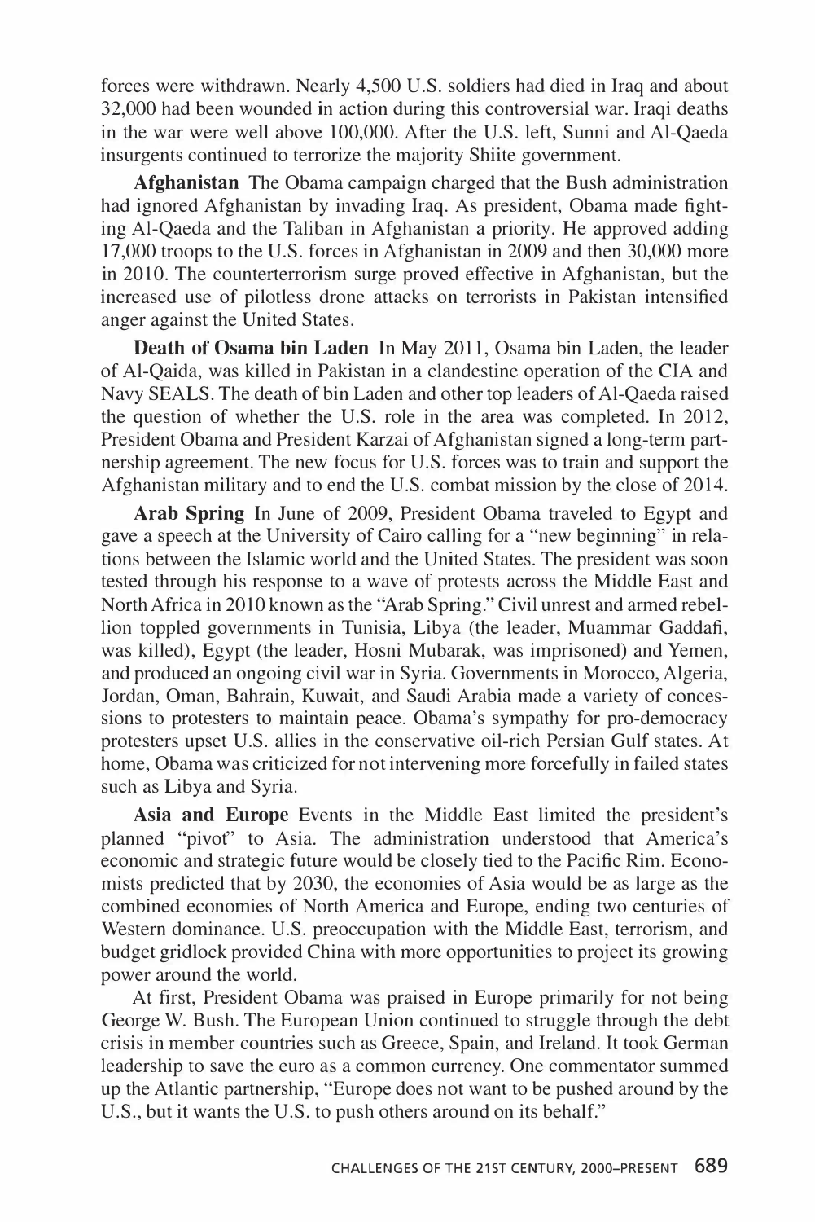forces were withdrawn. Nearly 4,500 U.S. soldiers had died in Iraq and about 32,000 had been wounded in action during this controversial war. Iraqi deaths in the war were well above 100,000. After the U.S. left, Sunni and Al-Qaeda insurgents continued to terrorize the majority Shiite government.

**Afghanistan** The Obama campaign charged that the Bush administration had ignored Afghanistan by invading Iraq. As president, Obama made fighting Al-Qaeda and the Taliban in Afghanistan a priority. He approved adding 17,000 troops to the U.S. forces in Afghanistan in 2009 and then 30,000 more in 2010. The counterterrorism surge proved effective in Afghanistan, but the increased use of pilotless drone attacks on terrorists in Pakistan intensified anger against the United States.

**Death of Osama bin Laden** In May 2011, Osama bin Laden, the leader of Al-Qaida, was killed in Pakistan in a clandestine operation of the CIA and Navy SEALS. The death of bin Laden and other top leaders of Al-Qaeda raised the question of whether the U.S. role in the area was completed. In 2012, President Obama and President Karzai of Afghanistan signed a long-term partnership agreement. The new focus for U.S. forces was to train and support the Afghanistan military and to end the U.S. combat mission by the close of 2014.

**Arab Spring** In June of 2009, President Obama traveled to Egypt and gave a speech at the University of Cairo calling for a "new beginning" in relations between the Islamic world and the United States. The president was soon tested through his response to a wave of protests across the Middle East and North Africa in 2010 known as the "Arab Spring." Civil unrest and armed rebellion toppled governments in Tunisia, Libya (the leader, Muammar Gaddafi, was killed), Egypt (the leader, Hosni Mubarak, was imprisoned) and Yemen, and produced an ongoing civil war in Syria. Governments in Morocco, Algeria, Jordan, Oman, Bahrain, Kuwait, and Saudi Arabia made a variety of concessions to protesters to maintain peace. Obama's sympathy for pro-democracy protesters upset U.S. allies in the conservative oil-rich Persian Gulf states. At home, Obama was criticized for not intervening more forcefully in failed states such as Libya and Syria.

**Asia and Europe** Events in the Middle East limited the president's planned "pivot" to Asia. The administration understood that America's economic and strategic future would be closely tied to the Pacific Rim. Economists predicted that by 2030, the economies of Asia would be as large as the combined economies of North America and Europe, ending two centuries of Western dominance. U.S. preoccupation with the Middle East, terrorism, and budget gridlock provided China with more opportunities to project its growing power around the world.

At first, President Obama was praised in Europe primarily for not being George W. Bush. The European Union continued to struggle through the debt crisis in member countries such as Greece, Spain, and Ireland. It took German leadership to save the euro as a common currency. One commentator summed up the Atlantic partnership, "Europe does not want to be pushed around by the U.S., but it wants the U.S. to push others around on its behalf."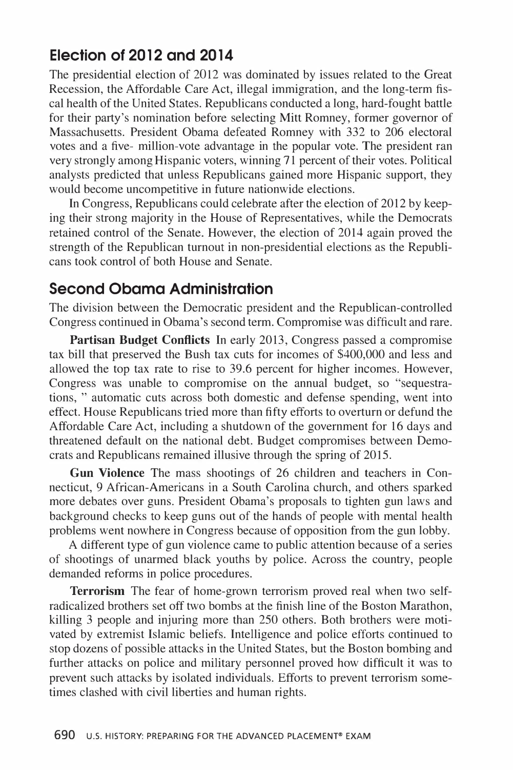## Election of 2012 and 2014

The presidential election of 2012 was dominated by issues related to the Great Recession, the Affordable Care Act, illegal immigration, and the long-term fiscal health of the United States. Republicans conducted a long, hard-fought battle for their party's nomination before selecting Mitt Romney, former governor of Massachusetts. President Obama defeated Romney with 332 to 206 electoral votes and a five- million-vote advantage in the popular vote. The president ran very strongly among Hispanic voters, winning 71 percent of their votes. Political analysts predicted that unless Republicans gained more Hispanic support, they would become uncompetitive in future nationwide elections.

In Congress, Republicans could celebrate after the election of 2012 by keeping their strong majority in the House of Representatives, while the Democrats retained control of the Senate. However, the election of 2014 again proved the strength of the Republican turnout in non-presidential elections as the Republicans took control of both House and Senate.

## Second Obama Administration

The division between the Democratic president and the Republican-controlled Congress continued in Obama's second term. Compromise was difficult and rare.

**Partisan Budget Conflicts** In early 2013, Congress passed a compromise tax bill that preserved the Bush tax cuts for incomes of $400,000 and less and allowed the top tax rate to rise to 39.6 percent for higher incomes. However, Congress was unable to compromise on the annual budget, so "sequestrations, " automatic cuts across both domestic and defense spending, went into effect. House Republicans tried more than fifty efforts to overturn or defund the Affordable Care Act, including a shutdown of the government for 16 days and threatened default on the national debt. Budget compromises between Democrats and Republicans remained illusive through the spring of 2015.

**Gun Violence** The mass shootings of 26 children and teachers in Connecticut, 9 African-Americans in a South Carolina church, and others sparked more debates over guns. President Obama's proposals to tighten gun laws and background checks to keep guns out of the hands of people with mental health problems went nowhere in Congress because of opposition from the gun lobby.

A different type of gun violence came to public attention because of a series of shootings of unarmed black youths by police. Across the country, people demanded reforms in police procedures.

**Terrorism** The fear of home-grown terrorism proved real when two self-radicalized brothers set off two bombs at the finish line of the Boston Marathon, killing 3 people and injuring more than 250 others. Both brothers were motivated by extremist Islamic beliefs. Intelligence and police efforts continued to stop dozens of possible attacks in the United States, but the Boston bombing and further attacks on police and military personnel proved how difficult it was to prevent such attacks by isolated individuals. Efforts to prevent terrorism sometimes clashed with civil liberties and human rights.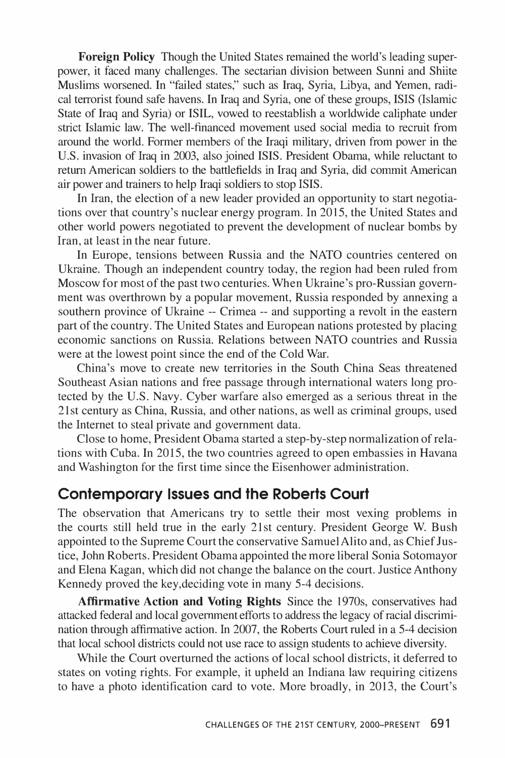**Foreign Policy** Though the United States remained the world's leading superpower, it faced many challenges. The sectarian division between Sunni and Shiite Muslims worsened. In "failed states," such as Iraq, Syria, Libya, and Yemen, radical terrorist found safe havens. In Iraq and Syria, one of these groups, ISIS (Islamic State of Iraq and Syria) or ISIL, vowed to reestablish a worldwide caliphate under strict Islamic law. The well-financed movement used social media to recruit from around the world. Former members of the Iraqi military, driven from power in the U.S. invasion of Iraq in 2003, also joined ISIS. President Obama, while reluctant to return American soldiers to the battlefields in Iraq and Syria, did commit American air power and trainers to help Iraqi soldiers to stop ISIS.

In Iran, the election of a new leader provided an opportunity to start negotiations over that country's nuclear energy program. In 2015, the United States and other world powers negotiated to prevent the development of nuclear bombs by Iran, at least in the near future.

In Europe, tensions between Russia and the NATO countries centered on Ukraine. Though an independent country today, the region had been ruled from Moscow for most of the past two centuries. When Ukraine's pro-Russian government was overthrown by a popular movement, Russia responded by annexing a southern province of Ukraine -- Crimea -- and supporting a revolt in the eastern part of the country. The United States and European nations protested by placing economic sanctions on Russia. Relations between NATO countries and Russia were at the lowest point since the end of the Cold War.

China's move to create new territories in the South China Seas threatened Southeast Asian nations and free passage through international waters long protected by the U.S. Navy. Cyber warfare also emerged as a serious threat in the 21st century as China, Russia, and other nations, as well as criminal groups, used the Internet to steal private and government data.

Close to home, President Obama started a step-by-step normalization of relations with Cuba. In 2015, the two countries agreed to open embassies in Havana and Washington for the first time since the Eisenhower administration.

## Contemporary Issues and the Roberts Court

The observation that Americans try to settle their most vexing problems in the courts still held true in the early 21st century. President George W. Bush appointed to the Supreme Court the conservative Samuel Alito and, as Chief Justice, John Roberts. President Obama appointed the more liberal Sonia Sotomayor and Elena Kagan, which did not change the balance on the court. Justice Anthony Kennedy proved the key,deciding vote in many 5-4 decisions.

**Affirmative Action and Voting Rights** Since the 1970s, conservatives had attacked federal and local government efforts to address the legacy of racial discrimination through affirmative action. In 2007, the Roberts Court ruled in a 5-4 decision that local school districts could not use race to assign students to achieve diversity.

While the Court overturned the actions of local school districts, it deferred to states on voting rights. For example, it upheld an Indiana law requiring citizens to have a photo identification card to vote. More broadly, in 2013, the Court's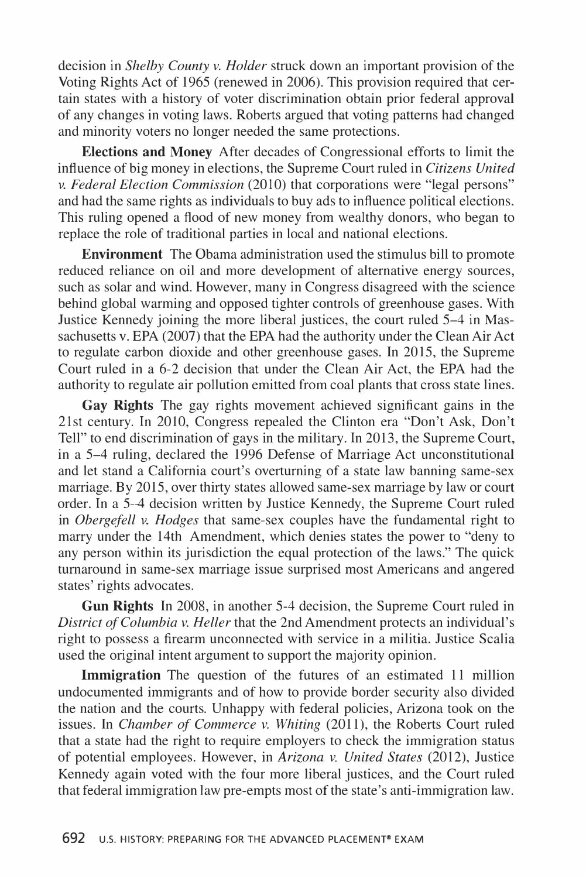decision in *Shelby County v. Holder* struck down an important provision of the Voting Rights Act of 1965 (renewed in 2006). This provision required that certain states with a history of voter discrimination obtain prior federal approval of any changes in voting laws. Roberts argued that voting patterns had changed and minority voters no longer needed the same protections.

**Elections and Money** After decades of Congressional efforts to limit the influence of big money in elections, the Supreme Court ruled in *Citizens United v. Federal Election Commission* (2010) that corporations were "legal persons" and had the same rights as individuals to buy ads to influence political elections. This ruling opened a flood of new money from wealthy donors, who began to replace the role of traditional parties in local and national elections.

**Environment** The Obama administration used the stimulus bill to promote reduced reliance on oil and more development of alternative energy sources, such as solar and wind. However, many in Congress disagreed with the science behind global warming and opposed tighter controls of greenhouse gases. With Justice Kennedy joining the more liberal justices, the court ruled 5–4 in Massachusetts v. EPA (2007) that the EPA had the authority under the Clean Air Act to regulate carbon dioxide and other greenhouse gases. In 2015, the Supreme Court ruled in a 6-2 decision that under the Clean Air Act, the EPA had the authority to regulate air pollution emitted from coal plants that cross state lines.

**Gay Rights** The gay rights movement achieved significant gains in the 21st century. In 2010, Congress repealed the Clinton era "Don't Ask, Don't Tell" to end discrimination of gays in the military. In 2013, the Supreme Court, in a 5–4 ruling, declared the 1996 Defense of Marriage Act unconstitutional and let stand a California court's overturning of a state law banning same-sex marriage. By 2015, over thirty states allowed same-sex marriage by law or court order. In a 5–4 decision written by Justice Kennedy, the Supreme Court ruled in *Obergefell v. Hodges* that same-sex couples have the fundamental right to marry under the 14th Amendment, which denies states the power to "deny to any person within its jurisdiction the equal protection of the laws." The quick turnaround in same-sex marriage issue surprised most Americans and angered states' rights advocates.

**Gun Rights** In 2008, in another 5-4 decision, the Supreme Court ruled in *District of Columbia v. Heller* that the 2nd Amendment protects an individual's right to possess a firearm unconnected with service in a militia. Justice Scalia used the original intent argument to support the majority opinion.

**Immigration** The question of the futures of an estimated 11 million undocumented immigrants and of how to provide border security also divided the nation and the courts. Unhappy with federal policies, Arizona took on the issues. In *Chamber of Commerce v. Whiting* (2011), the Roberts Court ruled that a state had the right to require employers to check the immigration status of potential employees. However, in *Arizona v. United States* (2012), Justice Kennedy again voted with the four more liberal justices, and the Court ruled that federal immigration law pre-empts most of the state's anti-immigration law.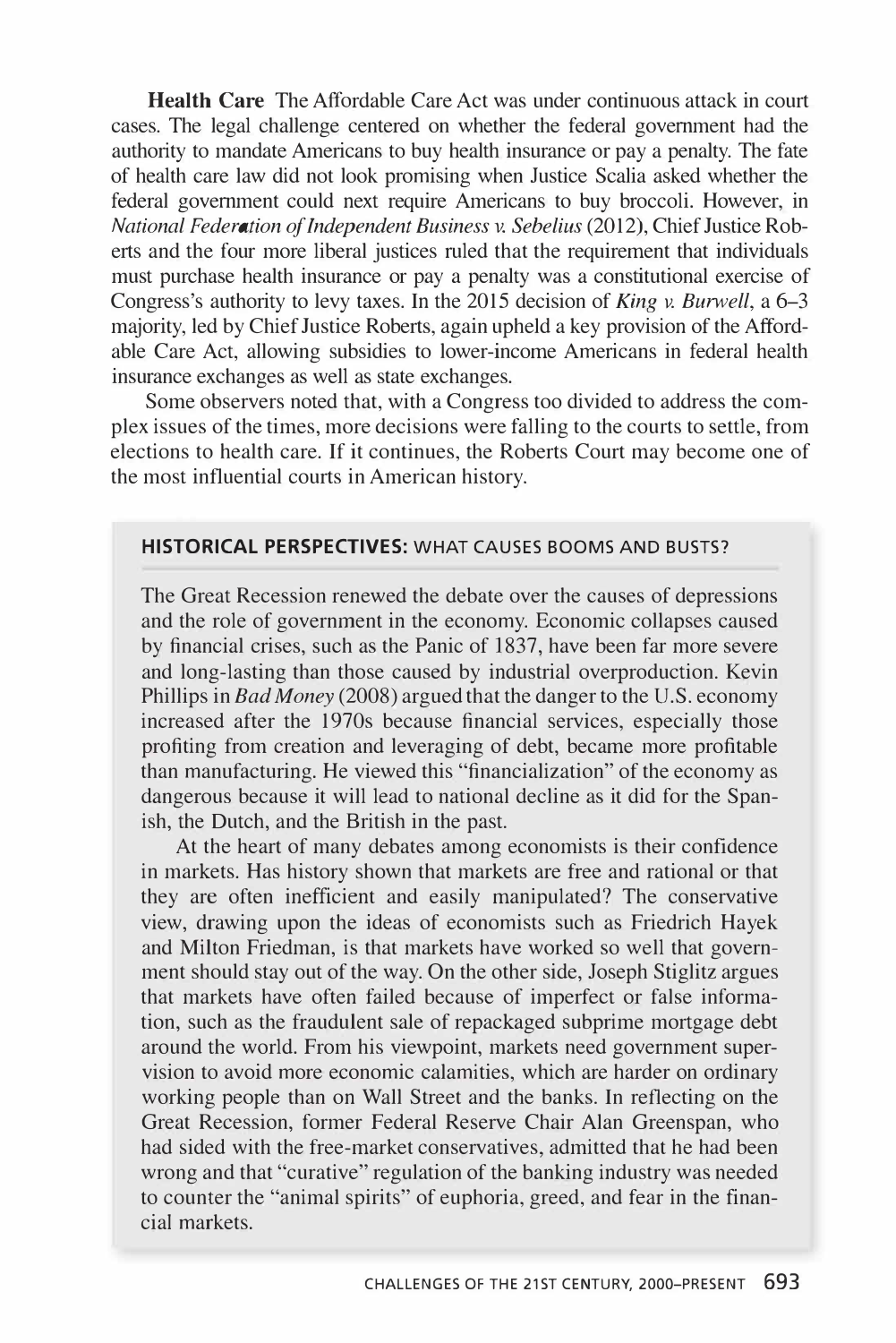**Health Care** The Affordable Care Act was under continuous attack in court cases. The legal challenge centered on whether the federal government had the authority to mandate Americans to buy health insurance or pay a penalty. The fate of health care law did not look promising when Justice Scalia asked whether the federal government could next require Americans to buy broccoli. However, in *National Federation of Independent Business v. Sebelius* (2012), Chief Justice Roberts and the four more liberal justices ruled that the requirement that individuals must purchase health insurance or pay a penalty was a constitutional exercise of Congress's authority to levy taxes. In the 2015 decision of *King v. Burwell*, a 6–3 majority, led by Chief Justice Roberts, again upheld a key provision of the Affordable Care Act, allowing subsidies to lower-income Americans in federal health insurance exchanges as well as state exchanges.

Some observers noted that, with a Congress too divided to address the complex issues of the times, more decisions were falling to the courts to settle, from elections to health care. If it continues, the Roberts Court may become one of the most influential courts in American history.

### HISTORICAL PERSPECTIVES: WHAT CAUSES BOOMS AND BUSTS?

The Great Recession renewed the debate over the causes of depressions and the role of government in the economy. Economic collapses caused by financial crises, such as the Panic of 1837, have been far more severe and long-lasting than those caused by industrial overproduction. Kevin Phillips in *Bad Money* (2008) argued that the danger to the U.S. economy increased after the 1970s because financial services, especially those profiting from creation and leveraging of debt, became more profitable than manufacturing. He viewed this "financialization" of the economy as dangerous because it will lead to national decline as it did for the Spanish, the Dutch, and the British in the past.

At the heart of many debates among economists is their confidence in markets. Has history shown that markets are free and rational or that they are often inefficient and easily manipulated? The conservative view, drawing upon the ideas of economists such as Friedrich Hayek and Milton Friedman, is that markets have worked so well that government should stay out of the way. On the other side, Joseph Stiglitz argues that markets have often failed because of imperfect or false information, such as the fraudulent sale of repackaged subprime mortgage debt around the world. From his viewpoint, markets need government supervision to avoid more economic calamities, which are harder on ordinary working people than on Wall Street and the banks. In reflecting on the Great Recession, former Federal Reserve Chair Alan Greenspan, who had sided with the free-market conservatives, admitted that he had been wrong and that "curative" regulation of the banking industry was needed to counter the "animal spirits" of euphoria, greed, and fear in the financial markets.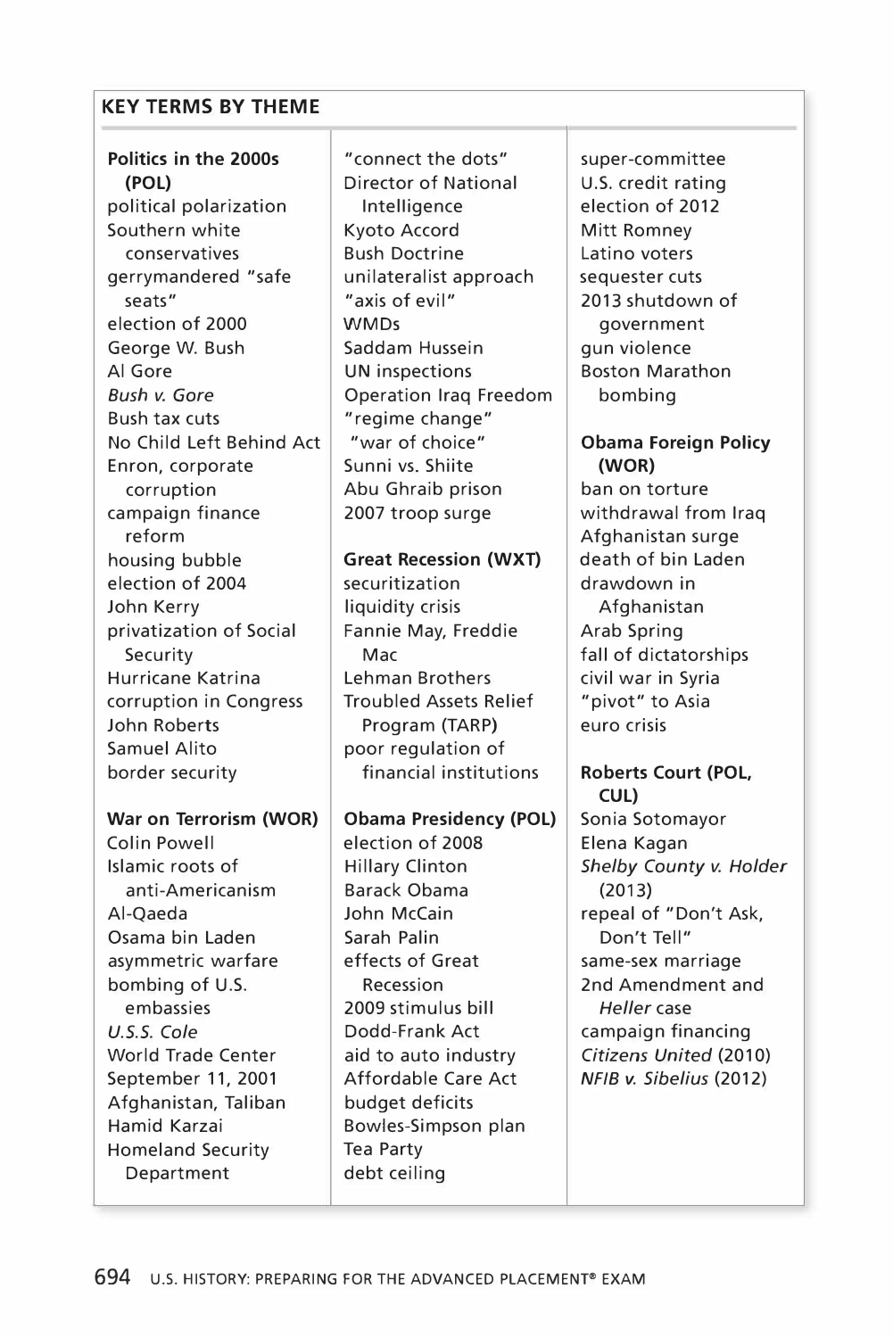## KEY TERMS BY THEME

**Politics in the 2000s (POL)**
political polarization
Southern white conservatives
gerrymandered "safe seats"
election of 2000
George W. Bush
Al Gore
*Bush v. Gore*
Bush tax cuts
No Child Left Behind Act
Enron, corporate corruption
campaign finance reform
housing bubble
election of 2004
John Kerry
privatization of Social Security
Hurricane Katrina
corruption in Congress
John Roberts
Samuel Alito
border security

**War on Terrorism (WOR)**
Colin Powell
Islamic roots of anti-Americanism
Al-Qaeda
Osama bin Laden
asymmetric warfare
bombing of U.S. embassies
*U.S.S. Cole*
World Trade Center
September 11, 2001
Afghanistan, Taliban
Hamid Karzai
Homeland Security Department
"connect the dots"
Director of National Intelligence
Kyoto Accord
Bush Doctrine
unilateralist approach
"axis of evil"
WMDs
Saddam Hussein
UN inspections
Operation Iraq Freedom
"regime change"
"war of choice"
Sunni vs. Shiite
Abu Ghraib prison
2007 troop surge

**Great Recession (WXT)**
securitization
liquidity crisis
Fannie May, Freddie Mac
Lehman Brothers
Troubled Assets Relief Program (TARP)
poor regulation of financial institutions

**Obama Presidency (POL)**
election of 2008
Hillary Clinton
Barack Obama
John McCain
Sarah Palin
effects of Great Recession
2009 stimulus bill
Dodd-Frank Act
aid to auto industry
Affordable Care Act
budget deficits
Bowles-Simpson plan
Tea Party
debt ceiling
super-committee
U.S. credit rating
election of 2012
Mitt Romney
Latino voters
sequester cuts
2013 shutdown of government
gun violence
Boston Marathon bombing

**Obama Foreign Policy (WOR)**
ban on torture
withdrawal from Iraq
Afghanistan surge
death of bin Laden
drawdown in Afghanistan
Arab Spring
fall of dictatorships
civil war in Syria
"pivot" to Asia
euro crisis

**Roberts Court (POL, CUL)**
Sonia Sotomayor
Elena Kagan
*Shelby County v. Holder* (2013)
repeal of "Don't Ask, Don't Tell"
same-sex marriage
2nd Amendment and *Heller* case
campaign financing
*Citizens United* (2010)
*NFIB v. Sibelius* (2012)